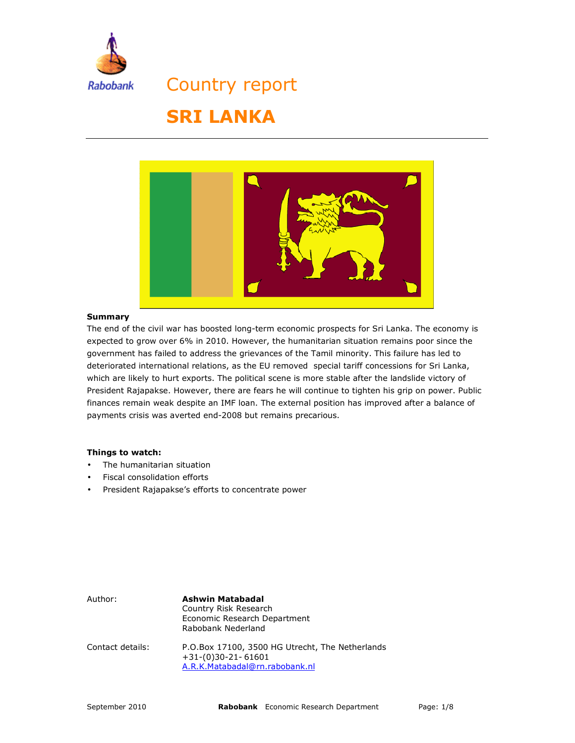Rabobank

# Country report

# SRI LANKA

**Summary**

The end of the civil war has boosted long-term economic prospects for Sri Lanka. The economy is expected to grow over 6% in 2010. However, the humanitarian situation remains poor since the government has failed to address the grievances of the Tamil minority. This failure has led to deteriorated international relations, as the EU removed special tariff concessions for Sri Lanka, which are likely to hurt exports. The political scene is more stable after the landslide victory of President Rajapakse. However, there are fears he will continue to tighten his grip on power. Public finances remain weak despite an IMF loan. The external position has improved after a balance of payments crisis was averted end-2008 but remains precarious.

**Things to watch:**

- The humanitarian situation
- Fiscal consolidation efforts
- President Rajapakse's efforts to concentrate power

Author: **Ashwin Matabadal**
Country Risk Research
Economic Research Department
Rabobank Nederland

Contact details: P.O.Box 17100, 3500 HG Utrecht, The Netherlands
+31-(0)30-21- 61601
A.R.K.Matabadal@rn.rabobank.nl

September 2010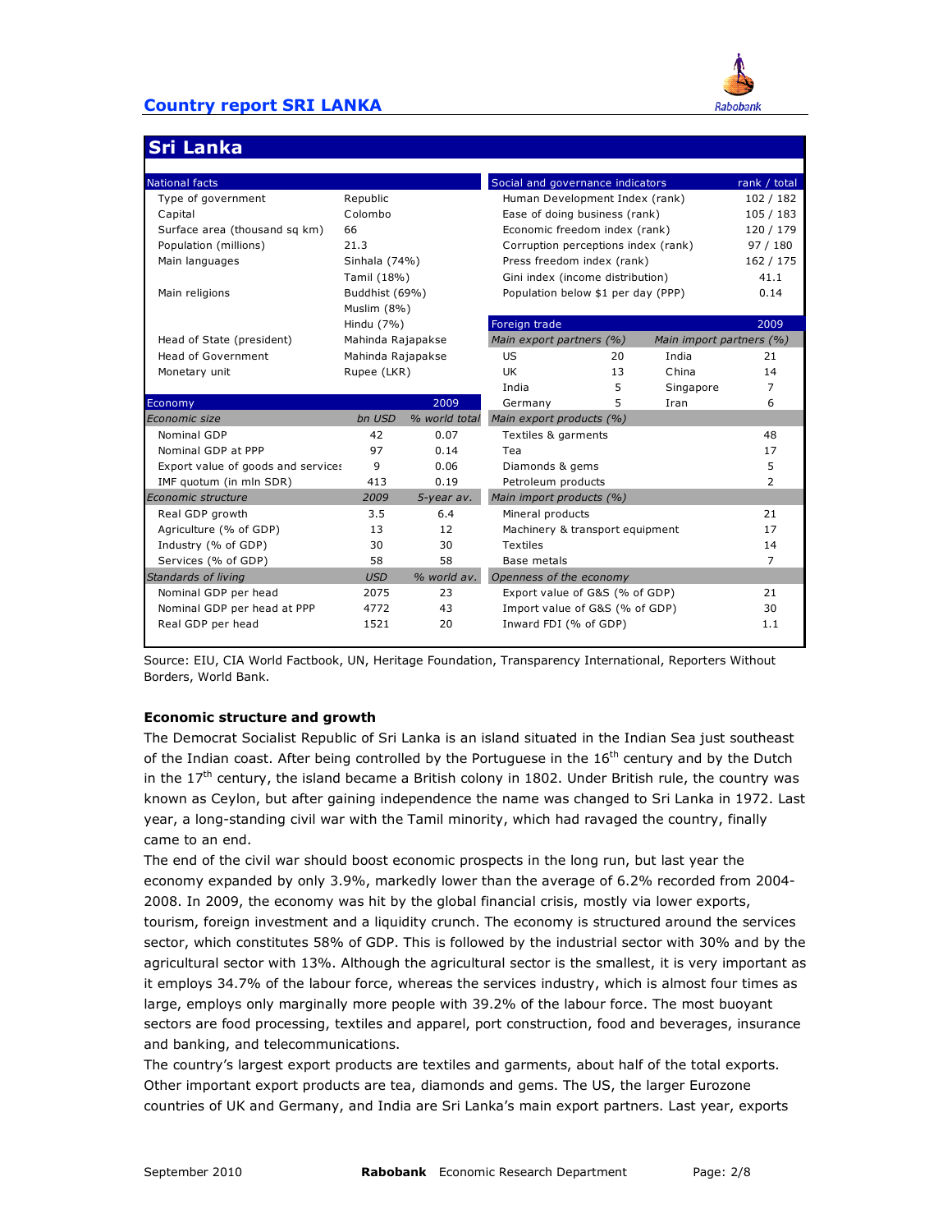## Country report SRI LANKA

# Sri Lanka

| National facts | | |
|---|---|---|
| Type of government | Republic | |
| Capital | Colombo | |
| Surface area (thousand sq km) | 66 | |
| Population (millions) | 21.3 | |
| Main languages | Sinhala (74%) | |
| | Tamil (18%) | |
| Main religions | Buddhist (69%) | |
| | Muslim (8%) | |
| | Hindu (7%) | |
| Head of State (president) | Mahinda Rajapakse | |
| Head of Government | Mahinda Rajapakse | |
| Monetary unit | Rupee (LKR) | |

| Economy | | 2009 |
|---|---|---|
| *Economic size* | *bn USD* | *% world total* |
| Nominal GDP | 42 | 0.07 |
| Nominal GDP at PPP | 97 | 0.14 |
| Export value of goods and services | 9 | 0.06 |
| IMF quotum (in mln SDR) | 413 | 0.19 |
| *Economic structure* | *2009* | *5-year av.* |
| Real GDP growth | 3.5 | 6.4 |
| Agriculture (% of GDP) | 13 | 12 |
| Industry (% of GDP) | 30 | 30 |
| Services (% of GDP) | 58 | 58 |
| *Standards of living* | *USD* | *% world av.* |
| Nominal GDP per head | 2075 | 23 |
| Nominal GDP per head at PPP | 4772 | 43 |
| Real GDP per head | 1521 | 20 |

| Social and governance indicators | rank / total |
|---|---|
| Human Development Index (rank) | 102 / 182 |
| Ease of doing business (rank) | 105 / 183 |
| Economic freedom index (rank) | 120 / 179 |
| Corruption perceptions index (rank) | 97 / 180 |
| Press freedom index (rank) | 162 / 175 |
| Gini index (income distribution) | 41.1 |
| Population below $1 per day (PPP) | 0.14 |

| Foreign trade | | | 2009 |
|---|---|---|---|
| *Main export partners (%)* | | *Main import partners (%)* | |
| US | 20 | India | 21 |
| UK | 13 | China | 14 |
| India | 5 | Singapore | 7 |
| Germany | 5 | Iran | 6 |
| *Main export products (%)* | | | |
| Textiles & garments | | | 48 |
| Tea | | | 17 |
| Diamonds & gems | | | 5 |
| Petroleum products | | | 2 |
| *Main import products (%)* | | | |
| Mineral products | | | 21 |
| Machinery & transport equipment | | | 17 |
| Textiles | | | 14 |
| Base metals | | | 7 |
| *Openness of the economy* | | | |
| Export value of G&S (% of GDP) | | | 21 |
| Import value of G&S (% of GDP) | | | 30 |
| Inward FDI (% of GDP) | | | 1.1 |

Source: EIU, CIA World Factbook, UN, Heritage Foundation, Transparency International, Reporters Without Borders, World Bank.

**Economic structure and growth**

The Democrat Socialist Republic of Sri Lanka is an island situated in the Indian Sea just southeast of the Indian coast. After being controlled by the Portuguese in the 16th century and by the Dutch in the 17th century, the island became a British colony in 1802. Under British rule, the country was known as Ceylon, but after gaining independence the name was changed to Sri Lanka in 1972. Last year, a long-standing civil war with the Tamil minority, which had ravaged the country, finally came to an end.

The end of the civil war should boost economic prospects in the long run, but last year the economy expanded by only 3.9%, markedly lower than the average of 6.2% recorded from 2004-2008. In 2009, the economy was hit by the global financial crisis, mostly via lower exports, tourism, foreign investment and a liquidity crunch. The economy is structured around the services sector, which constitutes 58% of GDP. This is followed by the industrial sector with 30% and by the agricultural sector with 13%. Although the agricultural sector is the smallest, it is very important as it employs 34.7% of the labour force, whereas the services industry, which is almost four times as large, employs only marginally more people with 39.2% of the labour force. The most buoyant sectors are food processing, textiles and apparel, port construction, food and beverages, insurance and banking, and telecommunications.

The country's largest export products are textiles and garments, about half of the total exports. Other important export products are tea, diamonds and gems. The US, the larger Eurozone countries of UK and Germany, and India are Sri Lanka's main export partners. Last year, exports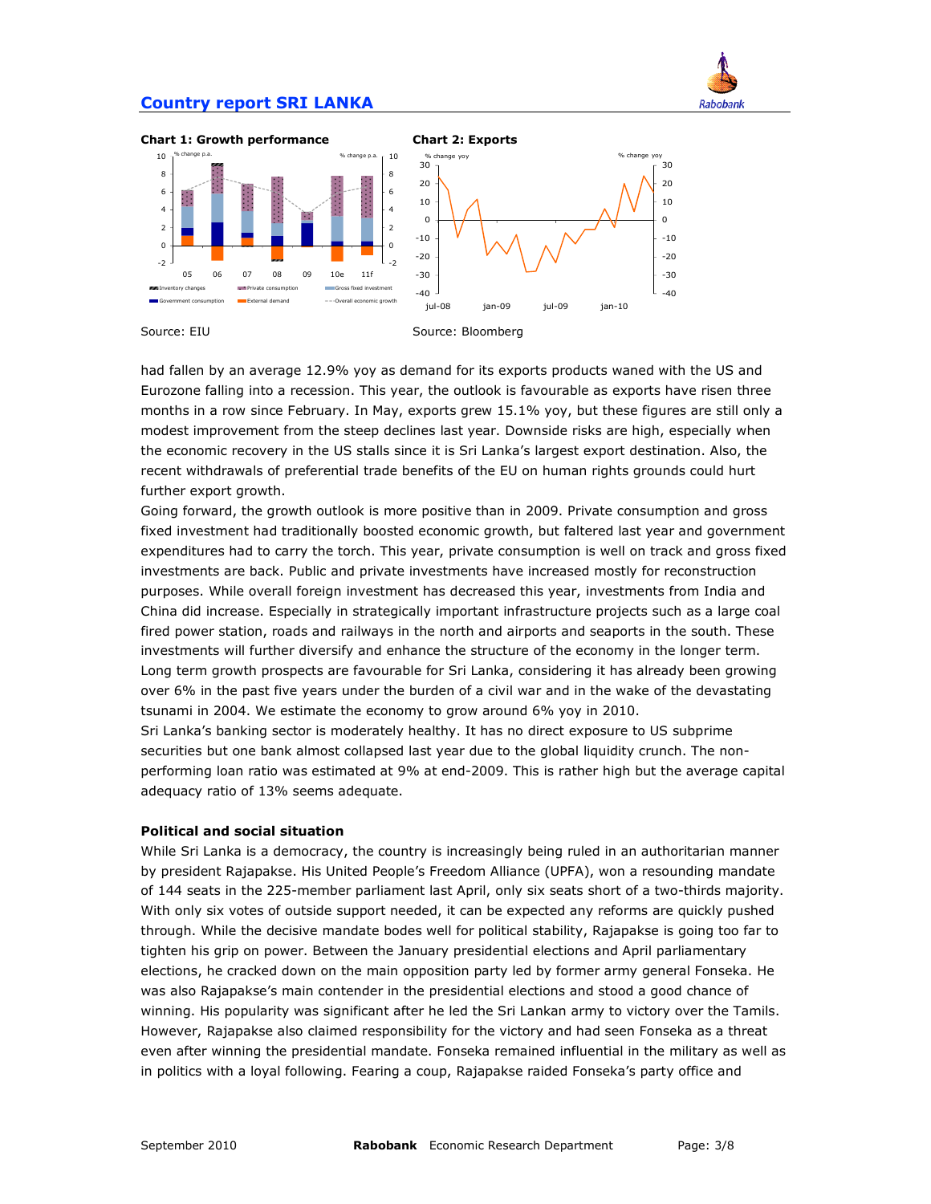**Chart 1: Growth performance**

Source: EIU

**Chart 2: Exports**

Source: Bloomberg

had fallen by an average 12.9% yoy as demand for its exports products waned with the US and Eurozone falling into a recession. This year, the outlook is favourable as exports have risen three months in a row since February. In May, exports grew 15.1% yoy, but these figures are still only a modest improvement from the steep declines last year. Downside risks are high, especially when the economic recovery in the US stalls since it is Sri Lanka's largest export destination. Also, the recent withdrawals of preferential trade benefits of the EU on human rights grounds could hurt further export growth.

Going forward, the growth outlook is more positive than in 2009. Private consumption and gross fixed investment had traditionally boosted economic growth, but faltered last year and government expenditures had to carry the torch. This year, private consumption is well on track and gross fixed investments are back. Public and private investments have increased mostly for reconstruction purposes. While overall foreign investment has decreased this year, investments from India and China did increase. Especially in strategically important infrastructure projects such as a large coal fired power station, roads and railways in the north and airports and seaports in the south. These investments will further diversify and enhance the structure of the economy in the longer term.

Long term growth prospects are favourable for Sri Lanka, considering it has already been growing over 6% in the past five years under the burden of a civil war and in the wake of the devastating tsunami in 2004. We estimate the economy to grow around 6% yoy in 2010.

Sri Lanka's banking sector is moderately healthy. It has no direct exposure to US subprime securities but one bank almost collapsed last year due to the global liquidity crunch. The non-performing loan ratio was estimated at 9% at end-2009. This is rather high but the average capital adequacy ratio of 13% seems adequate.

**Political and social situation**

While Sri Lanka is a democracy, the country is increasingly being ruled in an authoritarian manner by president Rajapakse. His United People's Freedom Alliance (UPFA), won a resounding mandate of 144 seats in the 225-member parliament last April, only six seats short of a two-thirds majority. With only six votes of outside support needed, it can be expected any reforms are quickly pushed through. While the decisive mandate bodes well for political stability, Rajapakse is going too far to tighten his grip on power. Between the January presidential elections and April parliamentary elections, he cracked down on the main opposition party led by former army general Fonseka. He was also Rajapakse's main contender in the presidential elections and stood a good chance of winning. His popularity was significant after he led the Sri Lankan army to victory over the Tamils. However, Rajapakse also claimed responsibility for the victory and had seen Fonseka as a threat even after winning the presidential mandate. Fonseka remained influential in the military as well as in politics with a loyal following. Fearing a coup, Rajapakse raided Fonseka's party office and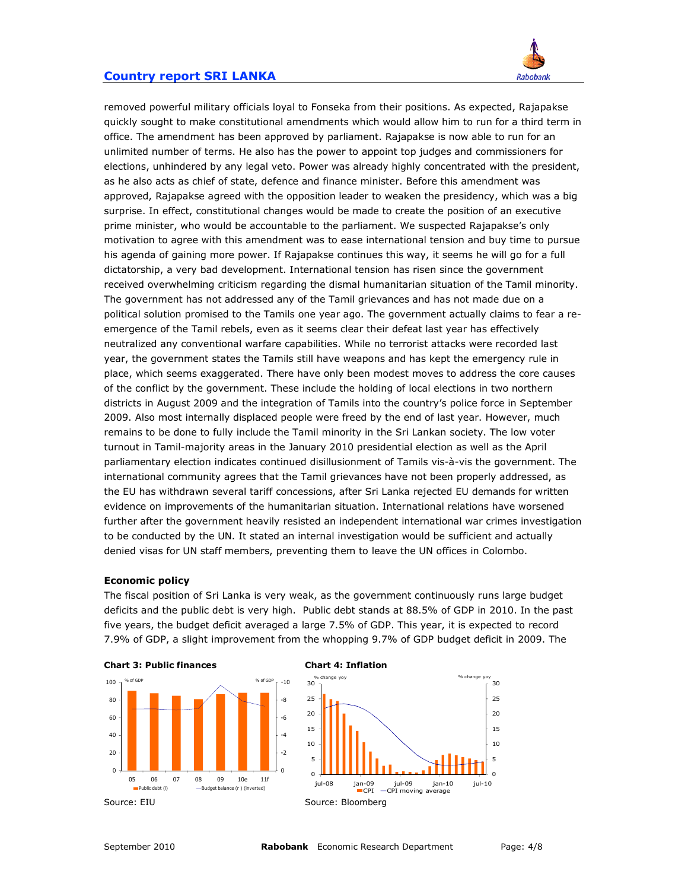removed powerful military officials loyal to Fonseka from their positions. As expected, Rajapakse quickly sought to make constitutional amendments which would allow him to run for a third term in office. The amendment has been approved by parliament. Rajapakse is now able to run for an unlimited number of terms. He also has the power to appoint top judges and commissioners for elections, unhindered by any legal veto. Power was already highly concentrated with the president, as he also acts as chief of state, defence and finance minister. Before this amendment was approved, Rajapakse agreed with the opposition leader to weaken the presidency, which was a big surprise. In effect, constitutional changes would be made to create the position of an executive prime minister, who would be accountable to the parliament. We suspected Rajapakse's only motivation to agree with this amendment was to ease international tension and buy time to pursue his agenda of gaining more power. If Rajapakse continues this way, it seems he will go for a full dictatorship, a very bad development. International tension has risen since the government received overwhelming criticism regarding the dismal humanitarian situation of the Tamil minority. The government has not addressed any of the Tamil grievances and has not made due on a political solution promised to the Tamils one year ago. The government actually claims to fear a re-emergence of the Tamil rebels, even as it seems clear their defeat last year has effectively neutralized any conventional warfare capabilities. While no terrorist attacks were recorded last year, the government states the Tamils still have weapons and has kept the emergency rule in place, which seems exaggerated. There have only been modest moves to address the core causes of the conflict by the government. These include the holding of local elections in two northern districts in August 2009 and the integration of Tamils into the country's police force in September 2009. Also most internally displaced people were freed by the end of last year. However, much remains to be done to fully include the Tamil minority in the Sri Lankan society. The low voter turnout in Tamil-majority areas in the January 2010 presidential election as well as the April parliamentary election indicates continued disillusionment of Tamils vis-à-vis the government. The international community agrees that the Tamil grievances have not been properly addressed, as the EU has withdrawn several tariff concessions, after Sri Lanka rejected EU demands for written evidence on improvements of the humanitarian situation. International relations have worsened further after the government heavily resisted an independent international war crimes investigation to be conducted by the UN. It stated an internal investigation would be sufficient and actually denied visas for UN staff members, preventing them to leave the UN offices in Colombo.

**Economic policy**

The fiscal position of Sri Lanka is very weak, as the government continuously runs large budget deficits and the public debt is very high. Public debt stands at 88.5% of GDP in 2010. In the past five years, the budget deficit averaged a large 7.5% of GDP. This year, it is expected to record 7.9% of GDP, a slight improvement from the whopping 9.7% of GDP budget deficit in 2009. The

**Chart 3: Public finances**

Source: EIU

**Chart 4: Inflation**

Source: Bloomberg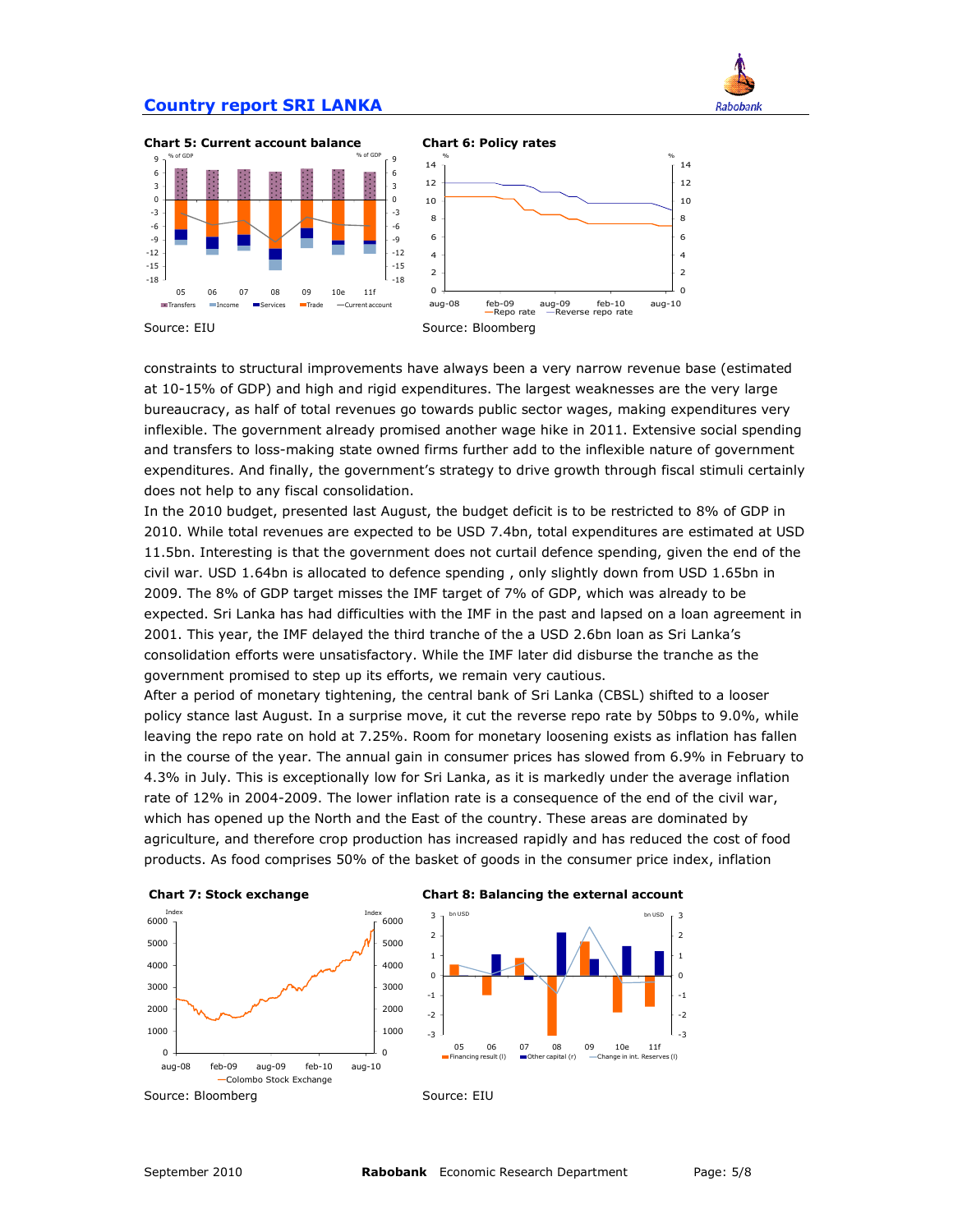**Chart 5: Current account balance**

Source: EIU

**Chart 6: Policy rates**

Source: Bloomberg

constraints to structural improvements have always been a very narrow revenue base (estimated at 10-15% of GDP) and high and rigid expenditures. The largest weaknesses are the very large bureaucracy, as half of total revenues go towards public sector wages, making expenditures very inflexible. The government already promised another wage hike in 2011. Extensive social spending and transfers to loss-making state owned firms further add to the inflexible nature of government expenditures. And finally, the government's strategy to drive growth through fiscal stimuli certainly does not help to any fiscal consolidation.

In the 2010 budget, presented last August, the budget deficit is to be restricted to 8% of GDP in 2010. While total revenues are expected to be USD 7.4bn, total expenditures are estimated at USD 11.5bn. Interesting is that the government does not curtail defence spending, given the end of the civil war. USD 1.64bn is allocated to defence spending , only slightly down from USD 1.65bn in 2009. The 8% of GDP target misses the IMF target of 7% of GDP, which was already to be expected. Sri Lanka has had difficulties with the IMF in the past and lapsed on a loan agreement in 2001. This year, the IMF delayed the third tranche of the a USD 2.6bn loan as Sri Lanka's consolidation efforts were unsatisfactory. While the IMF later did disburse the tranche as the government promised to step up its efforts, we remain very cautious.

After a period of monetary tightening, the central bank of Sri Lanka (CBSL) shifted to a looser policy stance last August. In a surprise move, it cut the reverse repo rate by 50bps to 9.0%, while leaving the repo rate on hold at 7.25%. Room for monetary loosening exists as inflation has fallen in the course of the year. The annual gain in consumer prices has slowed from 6.9% in February to 4.3% in July. This is exceptionally low for Sri Lanka, as it is markedly under the average inflation rate of 12% in 2004-2009. The lower inflation rate is a consequence of the end of the civil war, which has opened up the North and the East of the country. These areas are dominated by agriculture, and therefore crop production has increased rapidly and has reduced the cost of food products. As food comprises 50% of the basket of goods in the consumer price index, inflation

**Chart 7: Stock exchange**

Source: Bloomberg

**Chart 8: Balancing the external account**

Source: EIU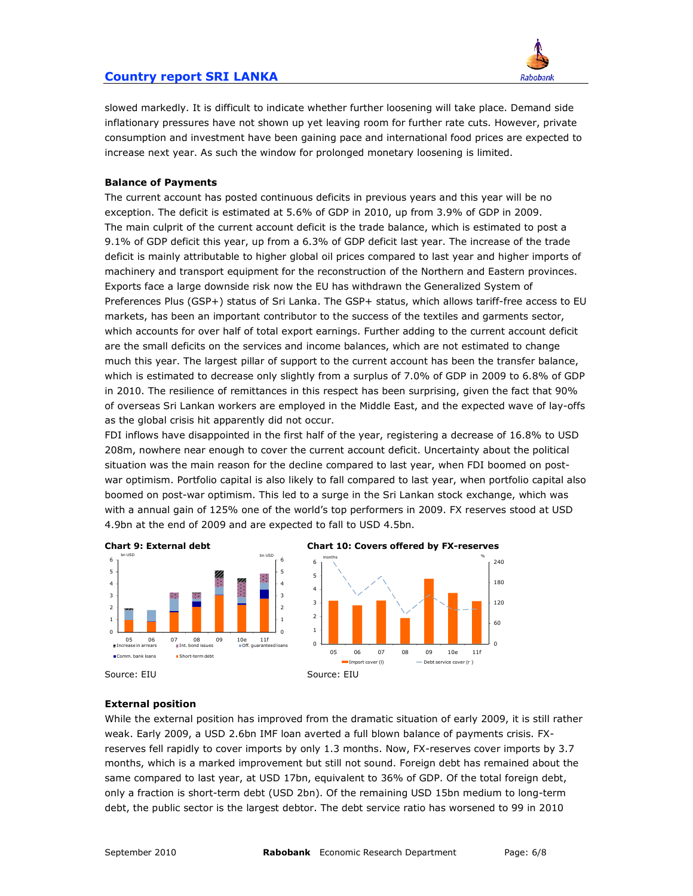slowed markedly. It is difficult to indicate whether further loosening will take place. Demand side inflationary pressures have not shown up yet leaving room for further rate cuts. However, private consumption and investment have been gaining pace and international food prices are expected to increase next year. As such the window for prolonged monetary loosening is limited.

**Balance of Payments**

The current account has posted continuous deficits in previous years and this year will be no exception. The deficit is estimated at 5.6% of GDP in 2010, up from 3.9% of GDP in 2009. The main culprit of the current account deficit is the trade balance, which is estimated to post a 9.1% of GDP deficit this year, up from a 6.3% of GDP deficit last year. The increase of the trade deficit is mainly attributable to higher global oil prices compared to last year and higher imports of machinery and transport equipment for the reconstruction of the Northern and Eastern provinces. Exports face a large downside risk now the EU has withdrawn the Generalized System of Preferences Plus (GSP+) status of Sri Lanka. The GSP+ status, which allows tariff-free access to EU markets, has been an important contributor to the success of the textiles and garments sector, which accounts for over half of total export earnings. Further adding to the current account deficit are the small deficits on the services and income balances, which are not estimated to change much this year. The largest pillar of support to the current account has been the transfer balance, which is estimated to decrease only slightly from a surplus of 7.0% of GDP in 2009 to 6.8% of GDP in 2010. The resilience of remittances in this respect has been surprising, given the fact that 90% of overseas Sri Lankan workers are employed in the Middle East, and the expected wave of lay-offs as the global crisis hit apparently did not occur.

FDI inflows have disappointed in the first half of the year, registering a decrease of 16.8% to USD 208m, nowhere near enough to cover the current account deficit. Uncertainty about the political situation was the main reason for the decline compared to last year, when FDI boomed on post-war optimism. Portfolio capital is also likely to fall compared to last year, when portfolio capital also boomed on post-war optimism. This led to a surge in the Sri Lankan stock exchange, which was with a annual gain of 125% one of the world's top performers in 2009. FX reserves stood at USD 4.9bn at the end of 2009 and are expected to fall to USD 4.5bn.

**Chart 9: External debt**

Source: EIU

**Chart 10: Covers offered by FX-reserves**

Source: EIU

**External position**

While the external position has improved from the dramatic situation of early 2009, it is still rather weak. Early 2009, a USD 2.6bn IMF loan averted a full blown balance of payments crisis. FX-reserves fell rapidly to cover imports by only 1.3 months. Now, FX-reserves cover imports by 3.7 months, which is a marked improvement but still not sound. Foreign debt has remained about the same compared to last year, at USD 17bn, equivalent to 36% of GDP. Of the total foreign debt, only a fraction is short-term debt (USD 2bn). Of the remaining USD 15bn medium to long-term debt, the public sector is the largest debtor. The debt service ratio has worsened to 99 in 2010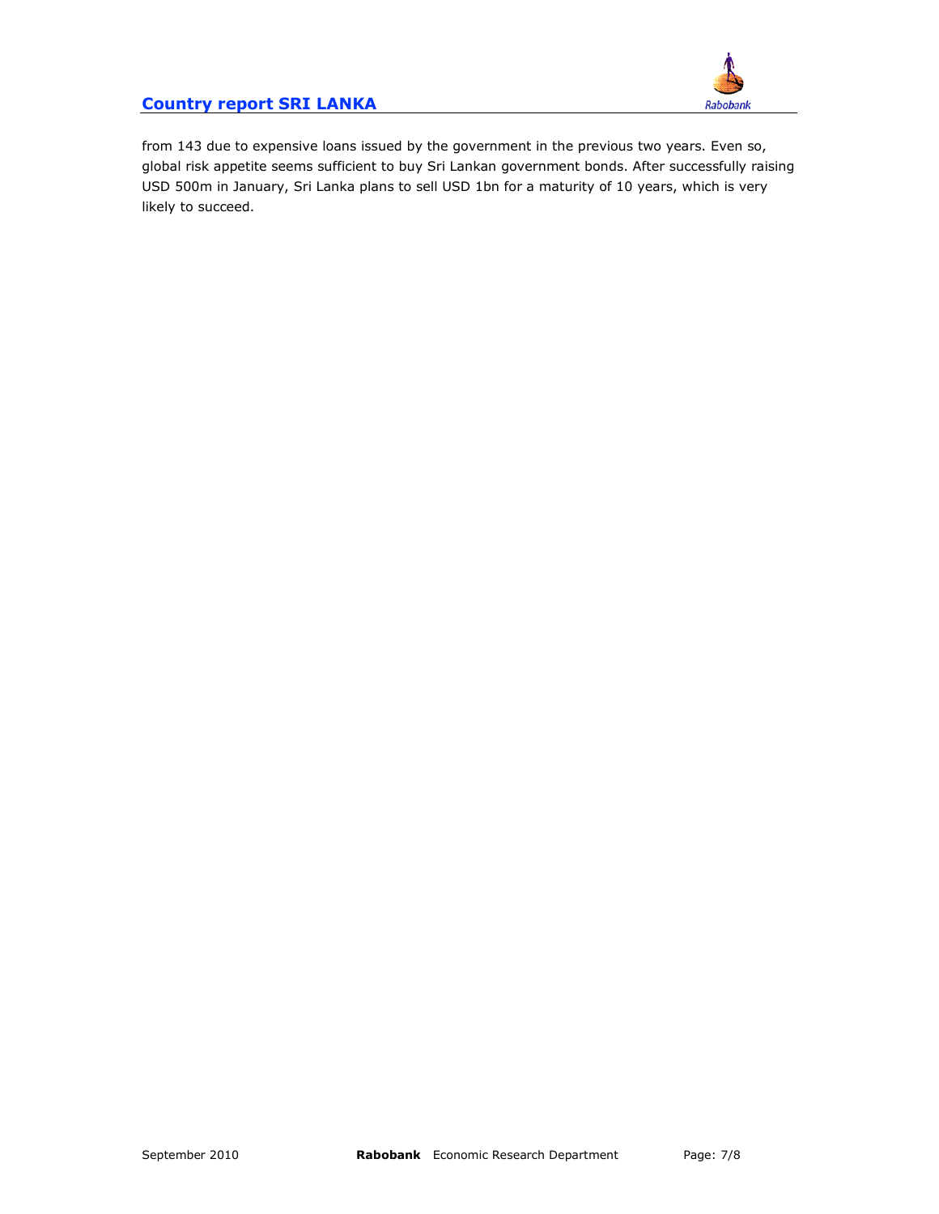from 143 due to expensive loans issued by the government in the previous two years. Even so, global risk appetite seems sufficient to buy Sri Lankan government bonds. After successfully raising USD 500m in January, Sri Lanka plans to sell USD 1bn for a maturity of 10 years, which is very likely to succeed.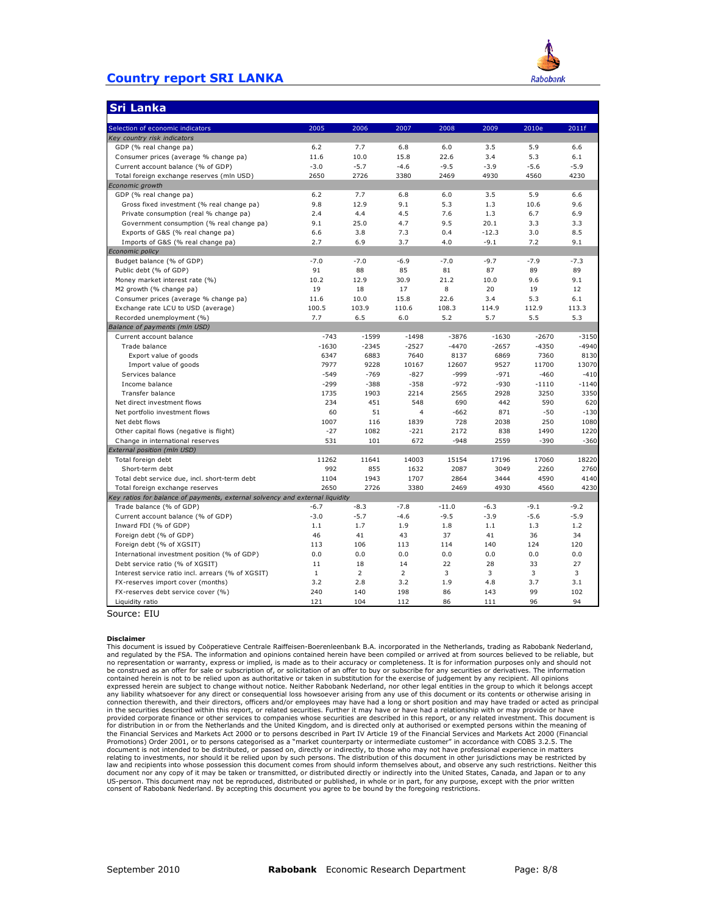# Country report SRI LANKA

## Sri Lanka

| Selection of economic indicators | 2005 | 2006 | 2007 | 2008 | 2009 | 2010e | 2011f |
|---|---|---|---|---|---|---|---|
| *Key country risk indicators* | | | | | | | |
| GDP (% real change pa) | 6.2 | 7.7 | 6.8 | 6.0 | 3.5 | 5.9 | 6.6 |
| Consumer prices (average % change pa) | 11.6 | 10.0 | 15.8 | 22.6 | 3.4 | 5.3 | 6.1 |
| Current account balance (% of GDP) | -3.0 | -5.7 | -4.6 | -9.5 | -3.9 | -5.6 | -5.9 |
| Total foreign exchange reserves (mln USD) | 2650 | 2726 | 3380 | 2469 | 4930 | 4560 | 4230 |
| *Economic growth* | | | | | | | |
| GDP (% real change pa) | 6.2 | 7.7 | 6.8 | 6.0 | 3.5 | 5.9 | 6.6 |
| Gross fixed investment (% real change pa) | 9.8 | 12.9 | 9.1 | 5.3 | 1.3 | 10.6 | 9.6 |
| Private consumption (real % change pa) | 2.4 | 4.4 | 4.5 | 7.6 | 1.3 | 6.7 | 6.9 |
| Government consumption (% real change pa) | 9.1 | 25.0 | 4.7 | 9.5 | 20.1 | 3.3 | 3.3 |
| Exports of G&S (% real change pa) | 6.6 | 3.8 | 7.3 | 0.4 | -12.3 | 3.0 | 8.5 |
| Imports of G&S (% real change pa) | 2.7 | 6.9 | 3.7 | 4.0 | -9.1 | 7.2 | 9.1 |
| *Economic policy* | | | | | | | |
| Budget balance (% of GDP) | -7.0 | -7.0 | -6.9 | -7.0 | -9.7 | -7.9 | -7.3 |
| Public debt (% of GDP) | 91 | 88 | 85 | 81 | 87 | 89 | 89 |
| Money market interest rate (%) | 10.2 | 12.9 | 30.9 | 21.2 | 10.0 | 9.6 | 9.1 |
| M2 growth (% change pa) | 19 | 18 | 17 | 8 | 20 | 19 | 12 |
| Consumer prices (average % change pa) | 11.6 | 10.0 | 15.8 | 22.6 | 3.4 | 5.3 | 6.1 |
| Exchange rate LCU to USD (average) | 100.5 | 103.9 | 110.6 | 108.3 | 114.9 | 112.9 | 113.3 |
| Recorded unemployment (%) | 7.7 | 6.5 | 6.0 | 5.2 | 5.7 | 5.5 | 5.3 |
| *Balance of payments (mln USD)* | | | | | | | |
| Current account balance | -743 | -1599 | -1498 | -3876 | -1630 | -2670 | -3150 |
| Trade balance | -1630 | -2345 | -2527 | -4470 | -2657 | -4350 | -4940 |
| Export value of goods | 6347 | 6883 | 7640 | 8137 | 6869 | 7360 | 8130 |
| Import value of goods | 7977 | 9228 | 10167 | 12607 | 9527 | 11700 | 13070 |
| Services balance | -549 | -769 | -827 | -999 | -971 | -460 | -410 |
| Income balance | -299 | -388 | -358 | -972 | -930 | -1110 | -1140 |
| Transfer balance | 1735 | 1903 | 2214 | 2565 | 2928 | 3250 | 3350 |
| Net direct investment flows | 234 | 451 | 548 | 690 | 442 | 590 | 620 |
| Net portfolio investment flows | 60 | 51 | 4 | -662 | 871 | -50 | -130 |
| Net debt flows | 1007 | 116 | 1839 | 728 | 2038 | 250 | 1080 |
| Other capital flows (negative is flight) | -27 | 1082 | -221 | 2172 | 838 | 1490 | 1220 |
| Change in international reserves | 531 | 101 | 672 | -948 | 2559 | -390 | -360 |
| *External position (mln USD)* | | | | | | | |
| Total foreign debt | 11262 | 11641 | 14003 | 15154 | 17196 | 17060 | 18220 |
| Short-term debt | 992 | 855 | 1632 | 2087 | 3049 | 2260 | 2760 |
| Total debt service due, incl. short-term debt | 1104 | 1943 | 1707 | 2864 | 3444 | 4590 | 4140 |
| Total foreign exchange reserves | 2650 | 2726 | 3380 | 2469 | 4930 | 4560 | 4230 |
| *Key ratios for balance of payments, external solvency and external liquidity* | | | | | | | |
| Trade balance (% of GDP) | -6.7 | -8.3 | -7.8 | -11.0 | -6.3 | -9.1 | -9.2 |
| Current account balance (% of GDP) | -3.0 | -5.7 | -4.6 | -9.5 | -3.9 | -5.6 | -5.9 |
| Inward FDI (% of GDP) | 1.1 | 1.7 | 1.9 | 1.8 | 1.1 | 1.3 | 1.2 |
| Foreign debt (% of GDP) | 46 | 41 | 43 | 37 | 41 | 36 | 34 |
| Foreign debt (% of XGSIT) | 113 | 106 | 113 | 114 | 140 | 124 | 120 |
| International investment position (% of GDP) | 0.0 | 0.0 | 0.0 | 0.0 | 0.0 | 0.0 | 0.0 |
| Debt service ratio (% of XGSIT) | 11 | 18 | 14 | 22 | 28 | 33 | 27 |
| Interest service ratio incl. arrears (% of XGSIT) | 1 | 2 | 2 | 3 | 3 | 3 | 3 |
| FX-reserves import cover (months) | 3.2 | 2.8 | 3.2 | 1.9 | 4.8 | 3.7 | 3.1 |
| FX-reserves debt service cover (%) | 240 | 140 | 198 | 86 | 143 | 99 | 102 |
| Liquidity ratio | 121 | 104 | 112 | 86 | 111 | 96 | 94 |

Source: EIU

**Disclaimer**
This document is issued by Coöperatieve Centrale Raiffeisen-Boerenleenbank B.A. incorporated in the Netherlands, trading as Rabobank Nederland, and regulated by the FSA. The information and opinions contained herein have been compiled or arrived at from sources believed to be reliable, but no representation or warranty, express or implied, is made as to their accuracy or completeness. It is for information purposes only and should not be construed as an offer for sale or subscription of, or solicitation of an offer to buy or subscribe for any securities or derivatives. The information contained herein is not to be relied upon as authoritative or taken in substitution for the exercise of judgement by any recipient. All opinions expressed herein are subject to change without notice. Neither Rabobank Nederland, nor other legal entities in the group to which it belongs accept any liability whatsoever for any direct or consequential loss howsoever arising from any use of this document or its contents or otherwise arising in connection therewith, and their directors, officers and/or employees may have had a long or short position and may have traded or acted as principal in the securities described within this report, or related securities. Further it may have or have had a relationship with or may provide or have provided corporate finance or other services to companies whose securities are described in this report, or any related investment. This document is for distribution in or from the Netherlands and the United Kingdom, and is directed only at authorised or exempted persons within the meaning of the Financial Services and Markets Act 2000 or to persons described in Part IV Article 19 of the Financial Services and Markets Act 2000 (Financial Promotions) Order 2001, or to persons categorised as a "market counterparty or intermediate customer" in accordance with COBS 3.2.5. The document is not intended to be distributed, or passed on, directly or indirectly, to those who may not have professional experience in matters relating to investments, nor should it be relied upon by such persons. The distribution of this document in other jurisdictions may be restricted by law and recipients into whose possession this document comes from should inform themselves about, and observe any such restrictions. Neither this document nor any copy of it may be taken or transmitted, or distributed directly or indirectly into the United States, Canada, and Japan or to any US-person. This document may not be reproduced, distributed or published, in whole or in part, for any purpose, except with the prior written consent of Rabobank Nederland. By accepting this document you agree to be bound by the foregoing restrictions.